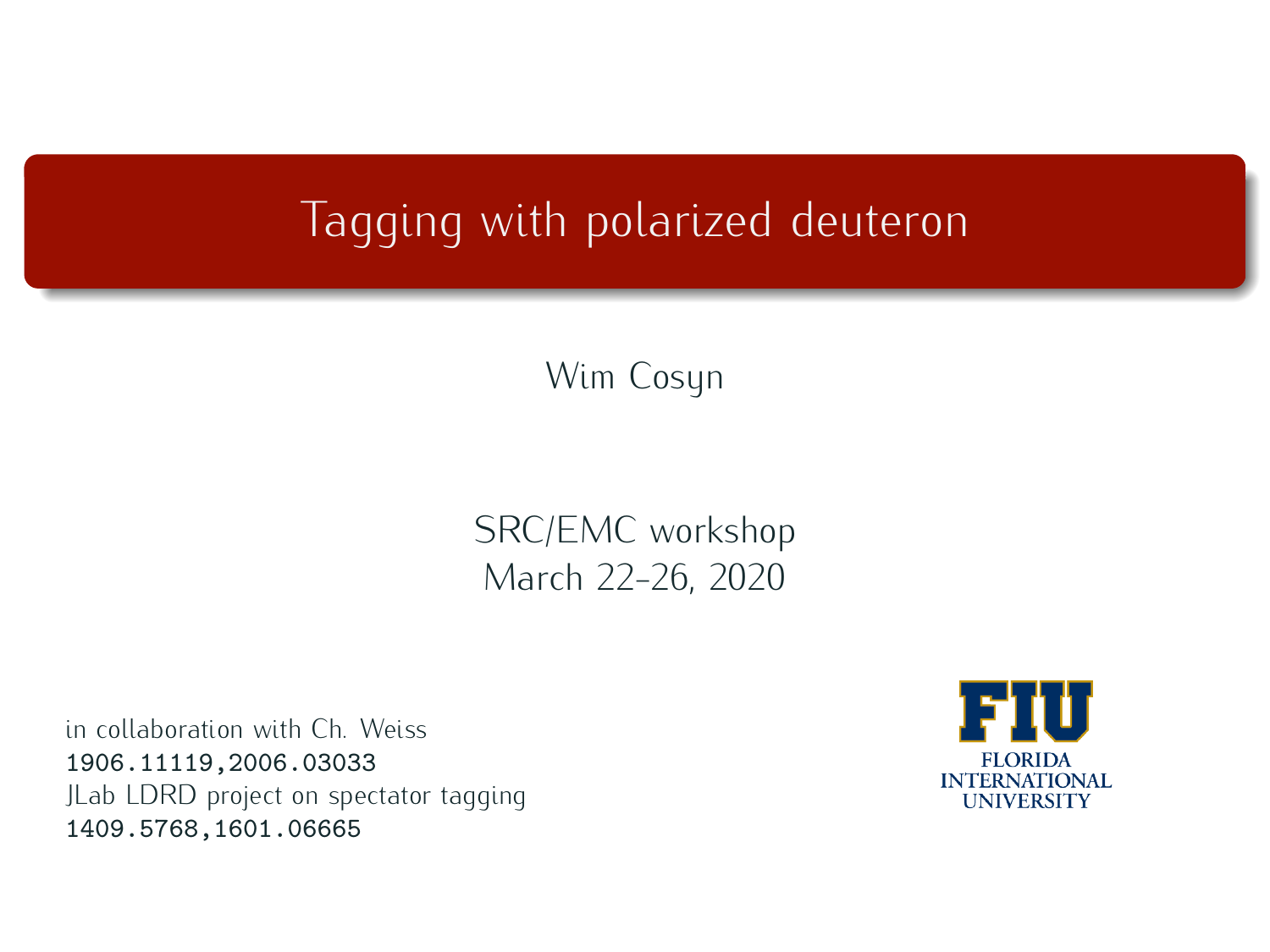# Tagging with polarized deuteron

Wim Cosyn

SRC/EMC workshop
March 22-26, 2020

in collaboration with Ch. Weiss
1906.11119,2006.03033
JLab LDRD project on spectator tagging
1409.5768,1601.06665

FLORIDA INTERNATIONAL UNIVERSITY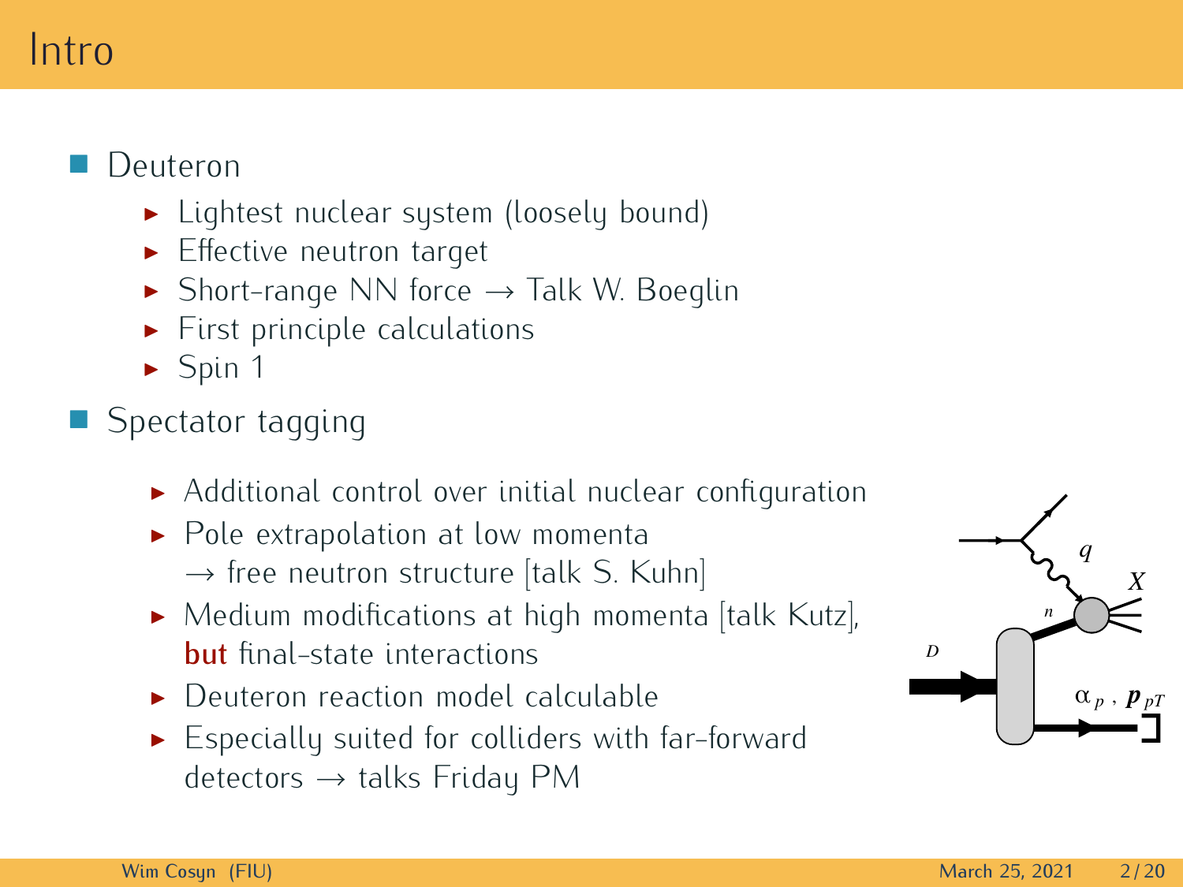# Intro

- Deuteron
  - Lightest nuclear system (loosely bound)
  - Effective neutron target
  - Short-range NN force → Talk W. Boeglin
  - First principle calculations
  - Spin 1
- Spectator tagging
  - Additional control over initial nuclear configuration
  - Pole extrapolation at low momenta → free neutron structure [talk S. Kuhn]
  - Medium modifications at high momenta [talk Kutz], **but** final-state interactions
  - Deuteron reaction model calculable
  - Especially suited for colliders with far-forward detectors → talks Friday PM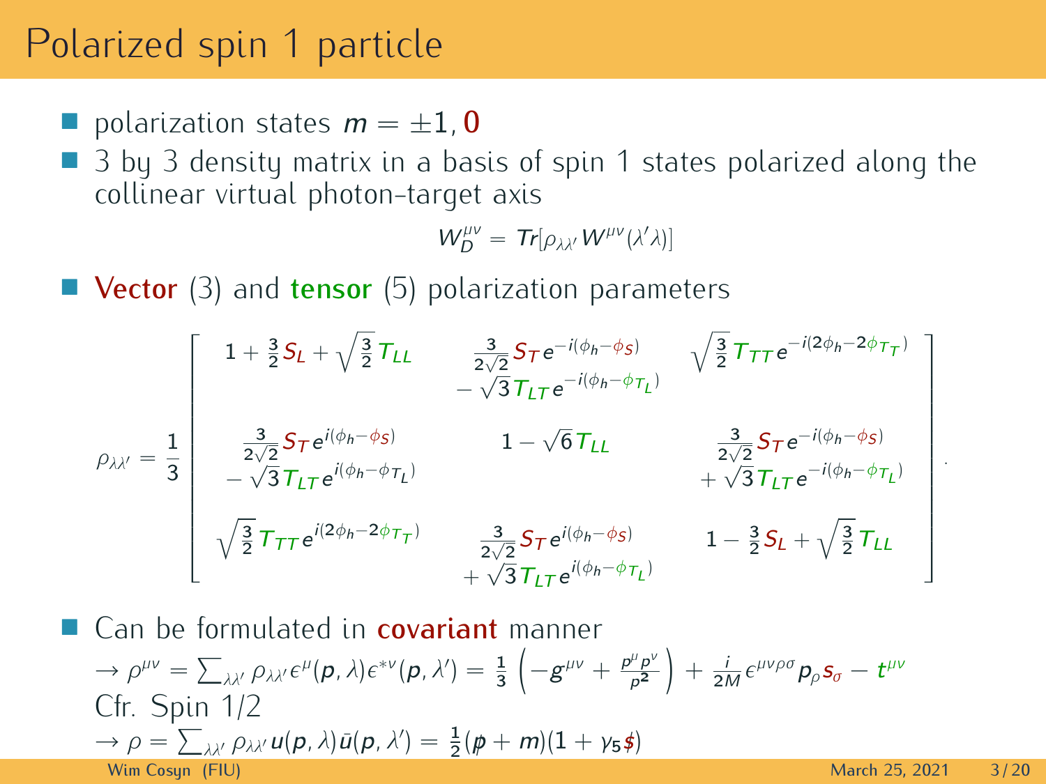# Polarized spin 1 particle

- polarization states $m = \pm 1, \mathbf{0}$
- 3 by 3 density matrix in a basis of spin 1 states polarized along the collinear virtual photon-target axis

$$W_D^{\mu\nu} = Tr[\rho_{\lambda\lambda'} W^{\mu\nu}(\lambda'\lambda)]$$

- **Vector** (3) and **tensor** (5) polarization parameters

$$\rho_{\lambda\lambda'} = \frac{1}{3}\begin{bmatrix} 1 + \frac{3}{2}S_L + \sqrt{\frac{3}{2}}T_{LL} & \frac{3}{2\sqrt{2}}S_T e^{-i(\phi_h - \phi_S)} - \sqrt{3}T_{LT}e^{-i(\phi_h - \phi_{T_L})} & \sqrt{\frac{3}{2}}T_{TT}e^{-i(2\phi_h - 2\phi_{T_T})} \\ \frac{3}{2\sqrt{2}}S_T e^{i(\phi_h - \phi_S)} - \sqrt{3}T_{LT}e^{i(\phi_h - \phi_{T_L})} & 1 - \sqrt{6}T_{LL} & \frac{3}{2\sqrt{2}}S_T e^{-i(\phi_h - \phi_S)} + \sqrt{3}T_{LT}e^{-i(\phi_h - \phi_{T_L})} \\ \sqrt{\frac{3}{2}}T_{TT}e^{i(2\phi_h - 2\phi_{T_T})} & \frac{3}{2\sqrt{2}}S_T e^{i(\phi_h - \phi_S)} + \sqrt{3}T_{LT}e^{i(\phi_h - \phi_{T_L})} & 1 - \frac{3}{2}S_L + \sqrt{\frac{3}{2}}T_{LL} \end{bmatrix}.$$

- Can be formulated in **covariant** manner
  $\rightarrow \rho^{\mu\nu} = \sum_{\lambda\lambda'} \rho_{\lambda\lambda'}\epsilon^{\mu}(p,\lambda)\epsilon^{*\nu}(p,\lambda') = \frac{1}{3}\left(-g^{\mu\nu} + \frac{p^{\mu}p^{\nu}}{p^2}\right) + \frac{i}{2M}\epsilon^{\mu\nu\rho\sigma}p_{\rho}s_{\sigma} - t^{\mu\nu}$
  Cfr. Spin 1/2
  $\rightarrow \rho = \sum_{\lambda\lambda'} \rho_{\lambda\lambda'} u(p,\lambda)\bar{u}(p,\lambda') = \frac{1}{2}(\not{p} + m)(1 + \gamma_5 \not{s})$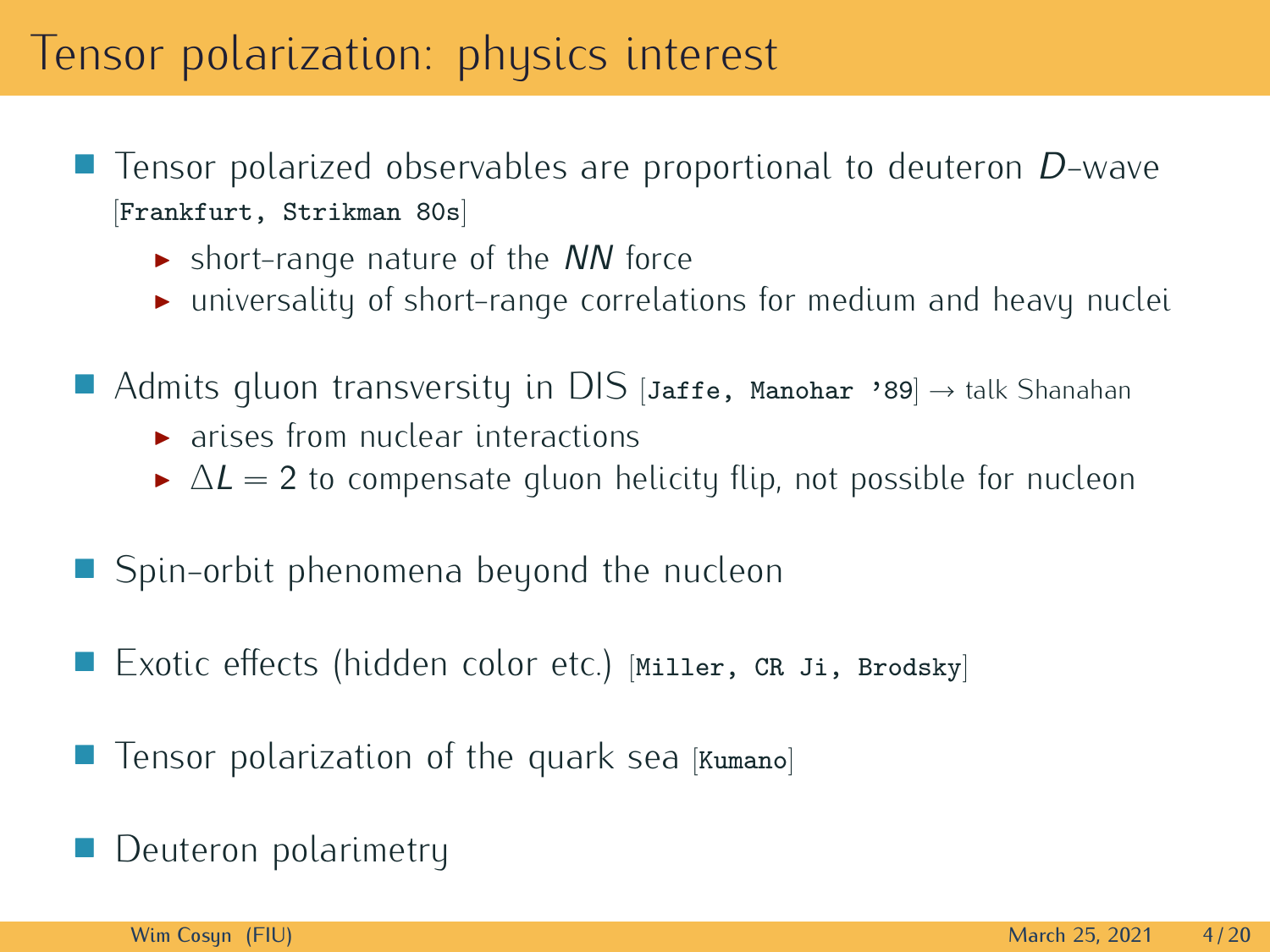# Tensor polarization: physics interest

- Tensor polarized observables are proportional to deuteron $D$-wave [Frankfurt, Strikman 80s]
  - short-range nature of the $NN$ force
  - universality of short-range correlations for medium and heavy nuclei
- Admits gluon transversity in DIS [Jaffe, Manohar '89] → talk Shanahan
  - arises from nuclear interactions
  - $\Delta L = 2$ to compensate gluon helicity flip, not possible for nucleon
- Spin-orbit phenomena beyond the nucleon
- Exotic effects (hidden color etc.) [Miller, CR Ji, Brodsky]
- Tensor polarization of the quark sea [Kumano]
- Deuteron polarimetry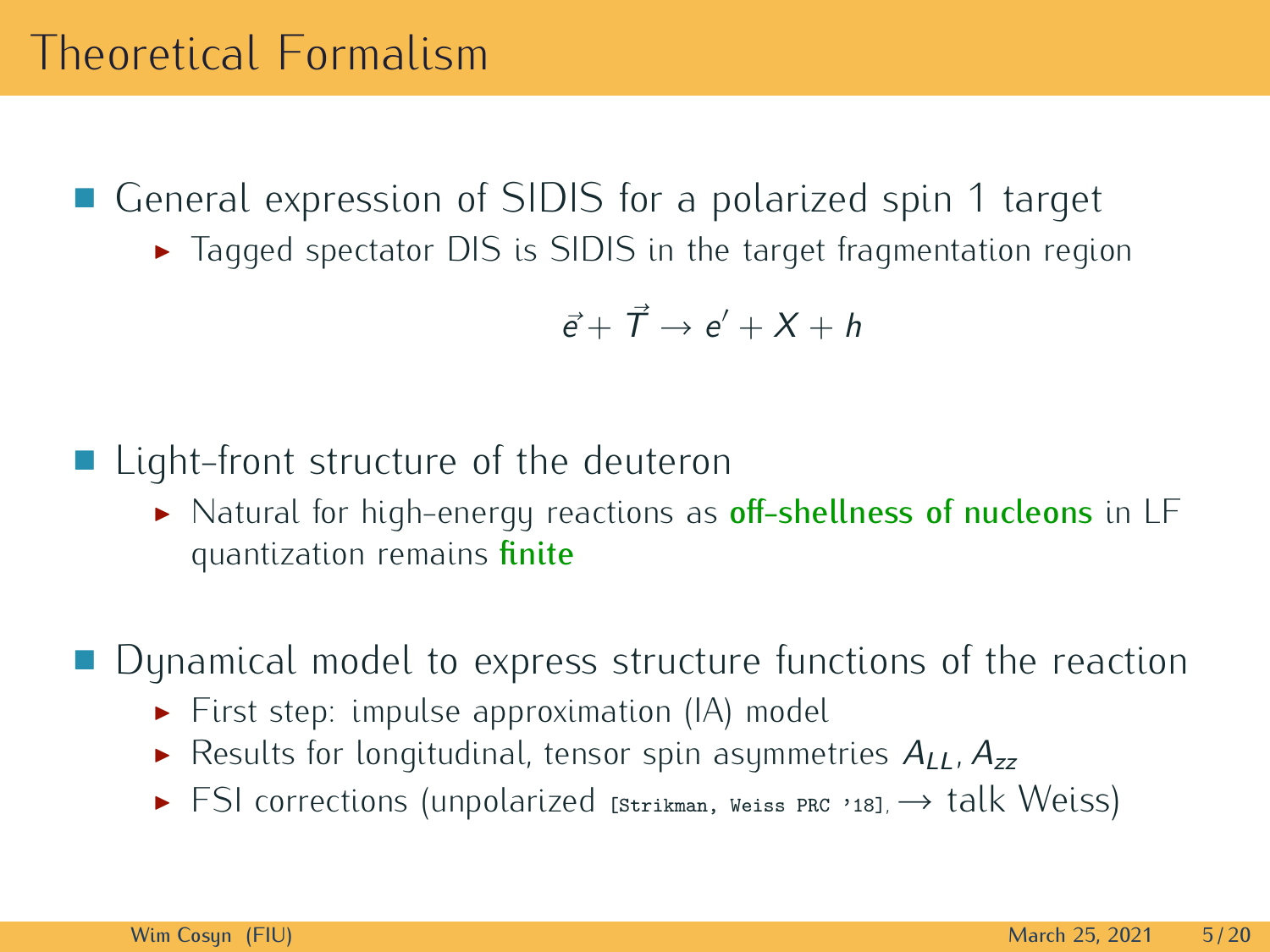# Theoretical Formalism

- General expression of SIDIS for a polarized spin 1 target
  - Tagged spectator DIS is SIDIS in the target fragmentation region

$$\vec{e} + \vec{T} \rightarrow e' + X + h$$

- Light-front structure of the deuteron
  - Natural for high-energy reactions as **off-shellness of nucleons** in LF quantization remains **finite**

- Dynamical model to express structure functions of the reaction
  - First step: impulse approximation (IA) model
  - Results for longitudinal, tensor spin asymmetries $A_{LL}$, $A_{zz}$
  - FSI corrections (unpolarized [Strikman, Weiss PRC '18], $\rightarrow$ talk Weiss)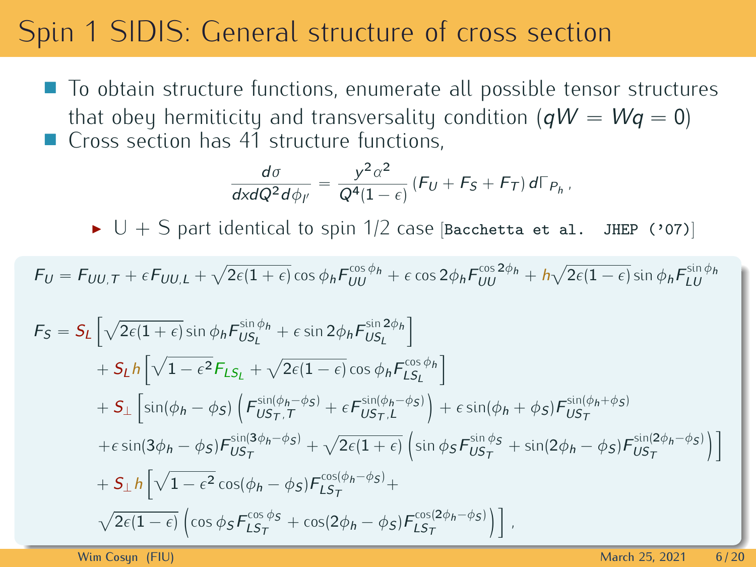# Spin 1 SIDIS: General structure of cross section

- To obtain structure functions, enumerate all possible tensor structures that obey hermiticity and transversality condition ($qW = Wq = 0$)
- Cross section has 41 structure functions,

$$\frac{d\sigma}{dx dQ^2 d\phi_{l'}} = \frac{y^2 \alpha^2}{Q^4(1-\epsilon)} \left(F_U + F_S + F_T\right) d\Gamma_{P_h},$$

  - U + S part identical to spin 1/2 case [Bacchetta et al. JHEP ('07)]

$$F_U = F_{UU,T} + \epsilon F_{UU,L} + \sqrt{2\epsilon(1+\epsilon)} \cos\phi_h F_{UU}^{\cos\phi_h} + \epsilon \cos 2\phi_h F_{UU}^{\cos 2\phi_h} + h\sqrt{2\epsilon(1-\epsilon)} \sin\phi_h F_{LU}^{\sin\phi_h}$$

$$\begin{aligned}
F_S = S_L &\left[\sqrt{2\epsilon(1+\epsilon)} \sin\phi_h F_{US_L}^{\sin\phi_h} + \epsilon \sin 2\phi_h F_{US_L}^{\sin 2\phi_h}\right] \\
&+ S_L h \left[\sqrt{1-\epsilon^2} F_{LS_L} + \sqrt{2\epsilon(1-\epsilon)} \cos\phi_h F_{LS_L}^{\cos\phi_h}\right] \\
&+ S_\perp \Big[\sin(\phi_h - \phi_S)\left(F_{US_T,T}^{\sin(\phi_h-\phi_S)} + \epsilon F_{US_T,L}^{\sin(\phi_h-\phi_S)}\right) + \epsilon \sin(\phi_h + \phi_S) F_{US_T}^{\sin(\phi_h+\phi_S)} \\
&+ \epsilon \sin(3\phi_h - \phi_S) F_{US_T}^{\sin(3\phi_h-\phi_S)} + \sqrt{2\epsilon(1+\epsilon)}\left(\sin\phi_S F_{US_T}^{\sin\phi_S} + \sin(2\phi_h - \phi_S) F_{US_T}^{\sin(2\phi_h-\phi_S)}\right)\Big] \\
&+ S_\perp h \Big[\sqrt{1-\epsilon^2} \cos(\phi_h - \phi_S) F_{LS_T}^{\cos(\phi_h-\phi_S)} + \\
&\sqrt{2\epsilon(1-\epsilon)}\left(\cos\phi_S F_{LS_T}^{\cos\phi_S} + \cos(2\phi_h - \phi_S) F_{LS_T}^{\cos(2\phi_h-\phi_S)}\right)\Big],
\end{aligned}$$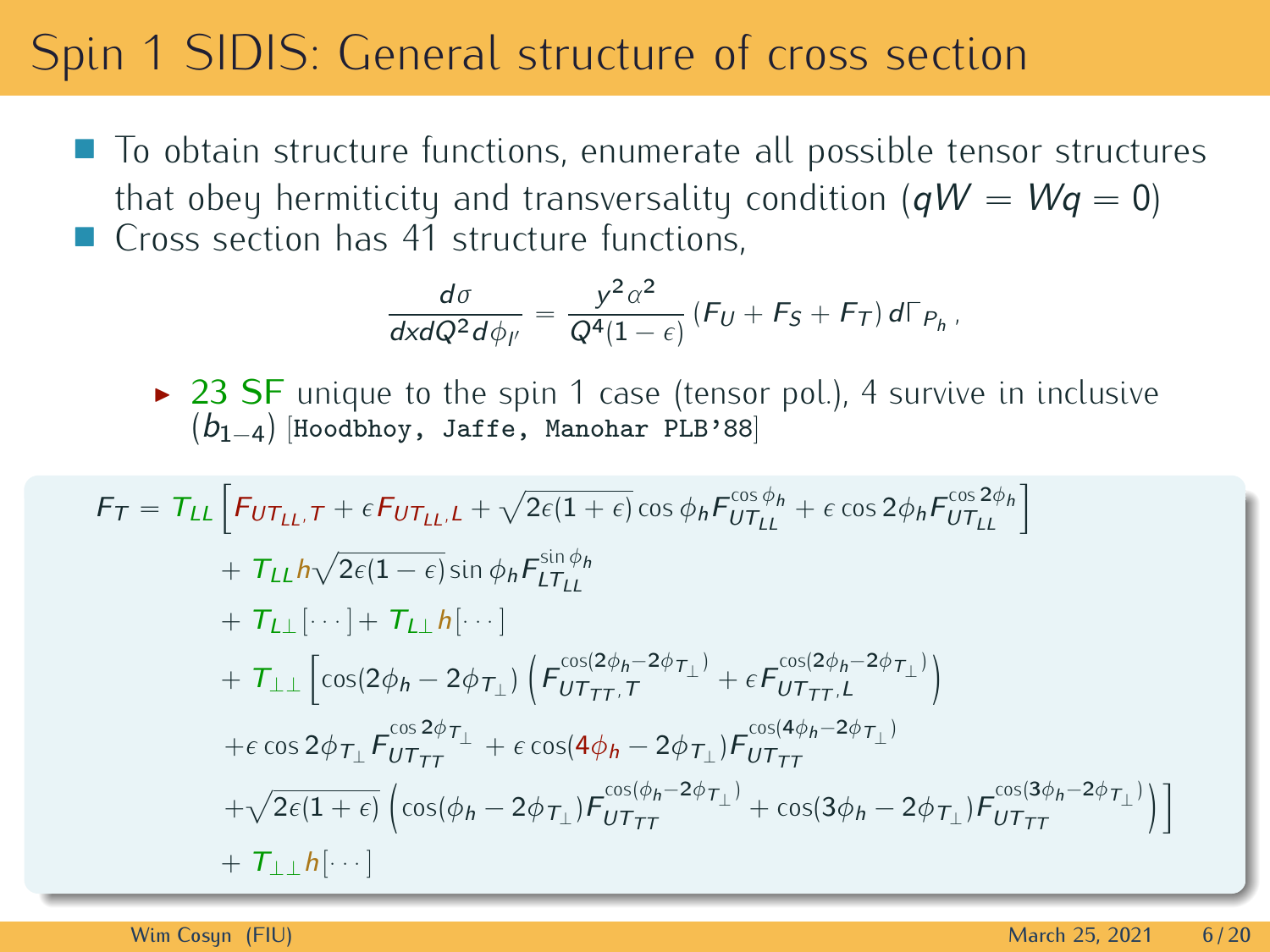# Spin 1 SIDIS: General structure of cross section

- To obtain structure functions, enumerate all possible tensor structures that obey hermiticity and transversality condition ($qW = Wq = 0$)
- Cross section has 41 structure functions,

$$\frac{d\sigma}{dx dQ^2 d\phi_{l'}} = \frac{y^2 \alpha^2}{Q^4(1-\epsilon)} \left(F_U + F_S + F_T\right) d\Gamma_{P_h},$$

  - 23 SF unique to the spin 1 case (tensor pol.), 4 survive in inclusive ($b_{1-4}$) [Hoodbhoy, Jaffe, Manohar PLB'88]

$$
\begin{aligned}
F_T = {} & T_{LL}\left[F_{UT_{LL},T} + \epsilon F_{UT_{LL},L} + \sqrt{2\epsilon(1+\epsilon)}\cos\phi_h F_{UT_{LL}}^{\cos\phi_h} + \epsilon\cos 2\phi_h F_{UT_{LL}}^{\cos 2\phi_h}\right] \\
& + T_{LL} h \sqrt{2\epsilon(1-\epsilon)}\sin\phi_h F_{LT_{LL}}^{\sin\phi_h} \\
& + T_{L\perp}[\cdots] + T_{L\perp} h [\cdots] \\
& + T_{\perp\perp}\Big[\cos(2\phi_h - 2\phi_{T_\perp})\left(F_{UT_{TT},T}^{\cos(2\phi_h-2\phi_{T_\perp})} + \epsilon F_{UT_{TT},L}^{\cos(2\phi_h-2\phi_{T_\perp})}\right) \\
& + \epsilon\cos 2\phi_{T_\perp} F_{UT_{TT}}^{\cos 2\phi_{T_\perp}} + \epsilon\cos(4\phi_h - 2\phi_{T_\perp}) F_{UT_{TT}}^{\cos(4\phi_h-2\phi_{T_\perp})} \\
& + \sqrt{2\epsilon(1+\epsilon)}\left(\cos(\phi_h - 2\phi_{T_\perp}) F_{UT_{TT}}^{\cos(\phi_h-2\phi_{T_\perp})} + \cos(3\phi_h - 2\phi_{T_\perp}) F_{UT_{TT}}^{\cos(3\phi_h-2\phi_{T_\perp})}\right)\Big] \\
& + T_{\perp\perp} h [\cdots]
\end{aligned}
$$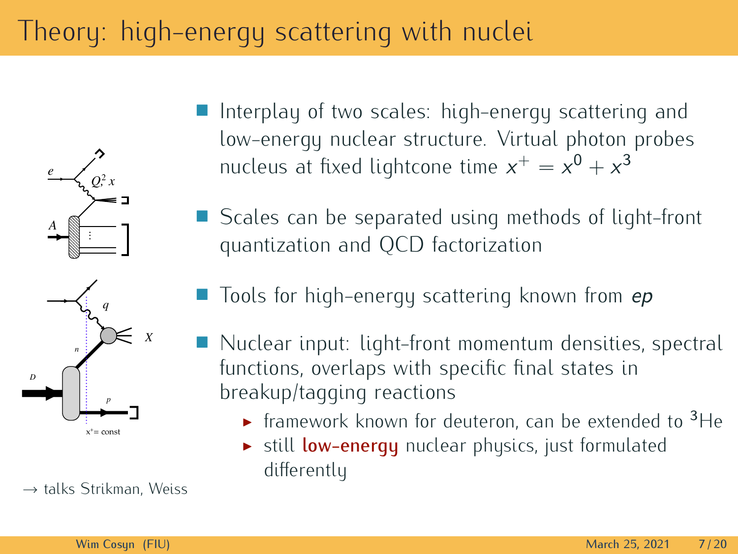# Theory: high-energy scattering with nuclei

- Interplay of two scales: high-energy scattering and low-energy nuclear structure. Virtual photon probes nucleus at fixed lightcone time $x^+ = x^0 + x^3$
- Scales can be separated using methods of light-front quantization and QCD factorization
- Tools for high-energy scattering known from *ep*
- Nuclear input: light-front momentum densities, spectral functions, overlaps with specific final states in breakup/tagging reactions
  - framework known for deuteron, can be extended to $^3$He
  - still **low-energy** nuclear physics, just formulated differently

→ talks Strikman, Weiss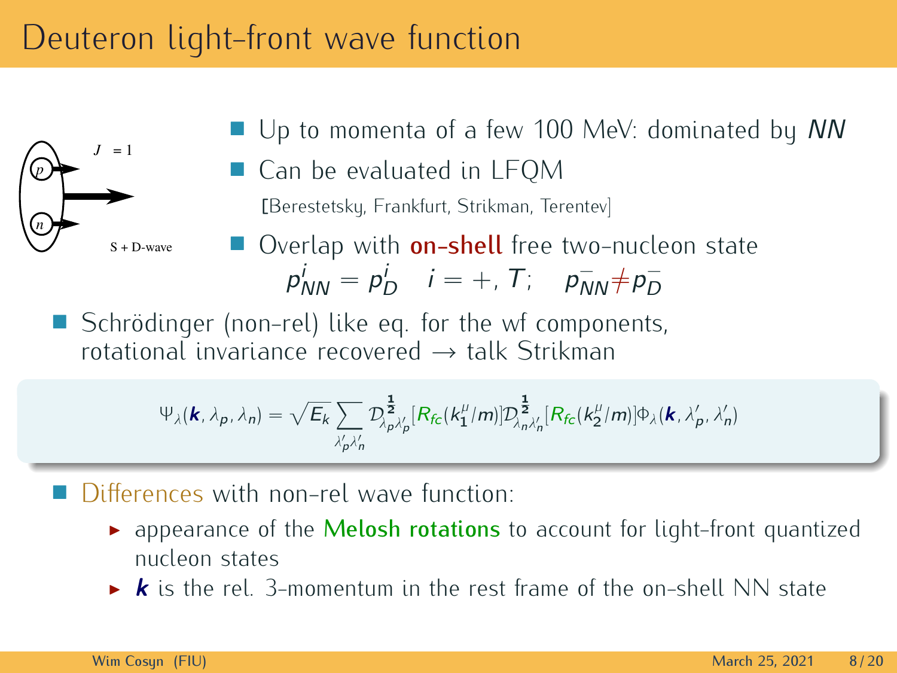# Deuteron light-front wave function

J = 1

S + D-wave

- Up to momenta of a few 100 MeV: dominated by *NN*
- Can be evaluated in LFQM
  [Berestetsky, Frankfurt, Strikman, Terentev]
- Overlap with **on-shell** free two-nucleon state
  $p^i_{NN} = p^i_D \quad i = +, T; \quad p^-_{NN} \neq p^-_D$

- Schrödinger (non-rel) like eq. for the wf components, rotational invariance recovered → talk Strikman

$$\Psi_\lambda(\boldsymbol{k}, \lambda_p, \lambda_n) = \sqrt{E_k} \sum_{\lambda'_p \lambda'_n} \mathcal{D}^{\frac{1}{2}}_{\lambda_p \lambda'_p}[R_{fc}(k_1^\mu/m)] \mathcal{D}^{\frac{1}{2}}_{\lambda_n \lambda'_n}[R_{fc}(k_2^\mu/m)] \Phi_\lambda(\boldsymbol{k}, \lambda'_p, \lambda'_n)$$

- Differences with non-rel wave function:
  - appearance of the **Melosh rotations** to account for light-front quantized nucleon states
  - $\boldsymbol{k}$ is the rel. 3-momentum in the rest frame of the on-shell NN state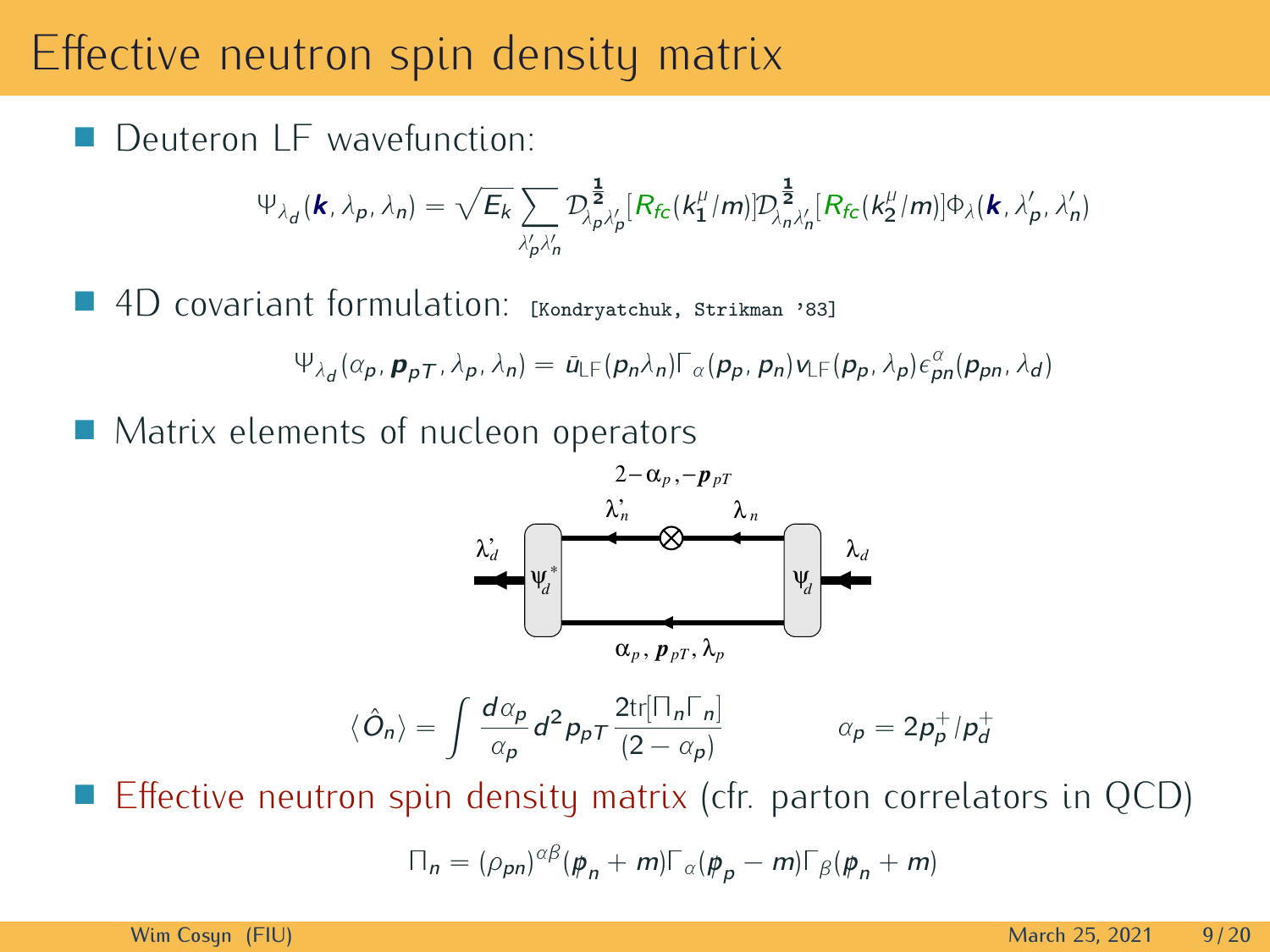# Effective neutron spin density matrix

- Deuteron LF wavefunction:

$$\Psi_{\lambda_d}(\boldsymbol{k}, \lambda_p, \lambda_n) = \sqrt{E_k} \sum_{\lambda'_p \lambda'_n} \mathcal{D}^{\frac{1}{2}}_{\lambda_p \lambda'_p}[R_{fc}(k_1^\mu/m)] \mathcal{D}^{\frac{1}{2}}_{\lambda_n \lambda'_n}[R_{fc}(k_2^\mu/m)] \Phi_\lambda(\boldsymbol{k}, \lambda'_p, \lambda'_n)$$

- 4D covariant formulation: [Kondryatchuk, Strikman '83]

$$\Psi_{\lambda_d}(\alpha_p, \boldsymbol{p}_{pT}, \lambda_p, \lambda_n) = \bar{u}_{\text{LF}}(p_n \lambda_n) \Gamma_\alpha(p_p, p_n) v_{\text{LF}}(p_p, \lambda_p) \epsilon^\alpha_{pn}(p_{pn}, \lambda_d)$$

- Matrix elements of nucleon operators

$$\langle \hat{O}_n \rangle = \int \frac{d\alpha_p}{\alpha_p} d^2 p_{pT} \frac{2\text{tr}[\Pi_n \Gamma_n]}{(2 - \alpha_p)} \qquad \alpha_p = 2p_p^+/p_d^+$$

- Effective neutron spin density matrix (cfr. parton correlators in QCD)

$$\Pi_n = (\rho_{pn})^{\alpha\beta} (\not{p}_n + m) \Gamma_\alpha (\not{p}_p - m) \Gamma_\beta (\not{p}_n + m)$$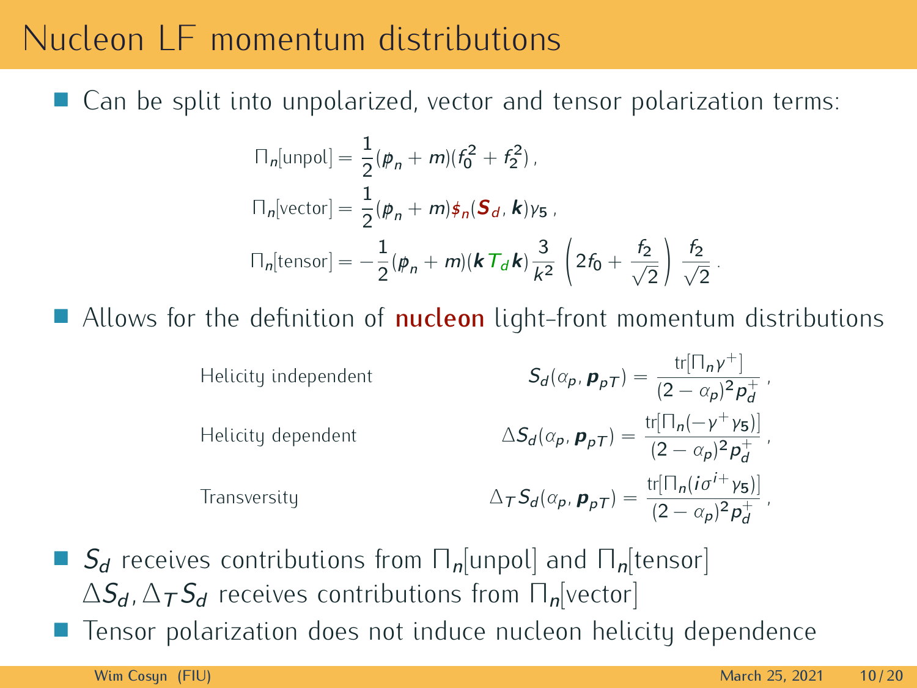# Nucleon LF momentum distributions

- Can be split into unpolarized, vector and tensor polarization terms:

$$
\begin{aligned}
\Pi_n[\text{unpol}] &= \frac{1}{2}(\not{p}_n + m)(f_0^2 + f_2^2)\,, \\
\Pi_n[\text{vector}] &= \frac{1}{2}(\not{p}_n + m)\not{s}_n(\boldsymbol{S}_d, \boldsymbol{k})\gamma_5\,, \\
\Pi_n[\text{tensor}] &= -\frac{1}{2}(\not{p}_n + m)(\boldsymbol{k}\,T_d\,\boldsymbol{k})\frac{3}{k^2}\left(2f_0 + \frac{f_2}{\sqrt{2}}\right)\frac{f_2}{\sqrt{2}}\,.
\end{aligned}
$$

- Allows for the definition of **nucleon** light-front momentum distributions

Helicity independent
$$S_d(\alpha_p, \boldsymbol{p}_{pT}) = \frac{\text{tr}[\Pi_n\gamma^+]}{(2-\alpha_p)^2 p_d^+}\,,$$

Helicity dependent
$$\Delta S_d(\alpha_p, \boldsymbol{p}_{pT}) = \frac{\text{tr}[\Pi_n(-\gamma^+\gamma_5)]}{(2-\alpha_p)^2 p_d^+}\,,$$

Transversity
$$\Delta_T S_d(\alpha_p, \boldsymbol{p}_{pT}) = \frac{\text{tr}[\Pi_n(i\sigma^{i+}\gamma_5)]}{(2-\alpha_p)^2 p_d^+}\,,$$

- $S_d$ receives contributions from $\Pi_n[\text{unpol}]$ and $\Pi_n[\text{tensor}]$
  $\Delta S_d, \Delta_T S_d$ receives contributions from $\Pi_n[\text{vector}]$
- Tensor polarization does not induce nucleon helicity dependence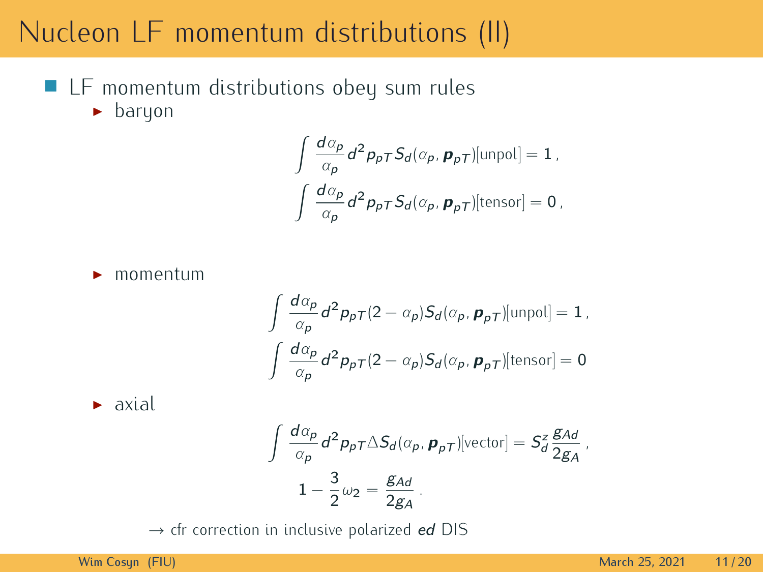# Nucleon LF momentum distributions (II)

- LF momentum distributions obey sum rules
  - baryon

$$\int \frac{d\alpha_p}{\alpha_p} d^2 p_{pT} S_d(\alpha_p, \boldsymbol{p}_{pT})[\text{unpol}] = 1\,,$$
$$\int \frac{d\alpha_p}{\alpha_p} d^2 p_{pT} S_d(\alpha_p, \boldsymbol{p}_{pT})[\text{tensor}] = 0\,,$$

  - momentum

$$\int \frac{d\alpha_p}{\alpha_p} d^2 p_{pT} (2-\alpha_p) S_d(\alpha_p, \boldsymbol{p}_{pT})[\text{unpol}] = 1\,,$$
$$\int \frac{d\alpha_p}{\alpha_p} d^2 p_{pT} (2-\alpha_p) S_d(\alpha_p, \boldsymbol{p}_{pT})[\text{tensor}] = 0$$

  - axial

$$\int \frac{d\alpha_p}{\alpha_p} d^2 p_{pT} \Delta S_d(\alpha_p, \boldsymbol{p}_{pT})[\text{vector}] = S_d^z \frac{g_{Ad}}{2g_A}\,,$$
$$1 - \frac{3}{2}\omega_2 = \frac{g_{Ad}}{2g_A}\,.$$

$\rightarrow$ cfr correction in inclusive polarized *ed* DIS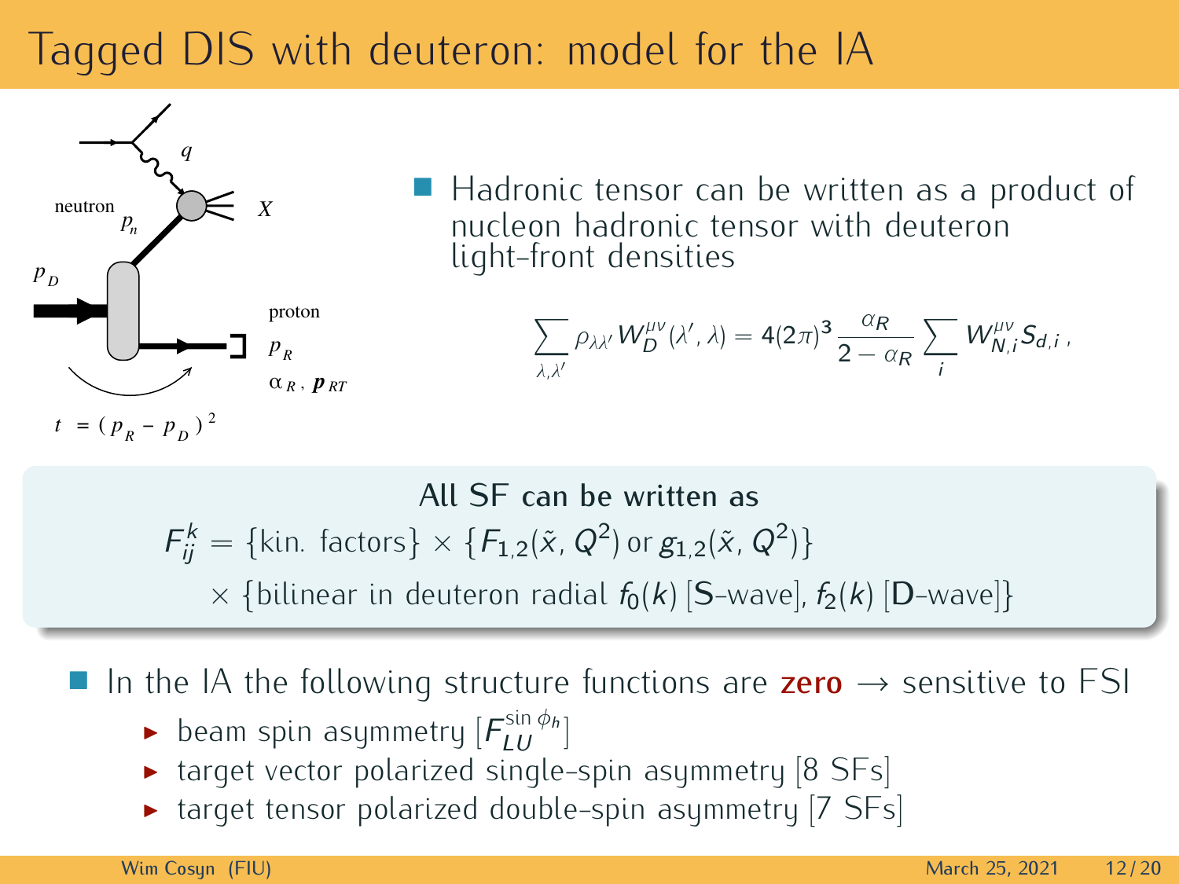# Tagged DIS with deuteron: model for the IA

- Hadronic tensor can be written as a product of nucleon hadronic tensor with deuteron light-front densities

$$\sum_{\lambda,\lambda'} \rho_{\lambda\lambda'} W_D^{\mu\nu}(\lambda',\lambda) = 4(2\pi)^3 \frac{\alpha_R}{2-\alpha_R} \sum_i W_{N,i}^{\mu\nu} S_{d,i}\,,$$

All SF can be written as

$$F_{ij}^k = \{\text{kin. factors}\} \times \{F_{1,2}(\tilde{x}, Q^2) \text{ or } g_{1,2}(\tilde{x}, Q^2)\}$$
$$\times \{\text{bilinear in deuteron radial } f_0(k) \text{ [S-wave]}, f_2(k) \text{ [D-wave]}\}$$

- In the IA the following structure functions are **zero** → sensitive to FSI
  - beam spin asymmetry [$F_{LU}^{\sin\phi_h}$]
  - target vector polarized single-spin asymmetry [8 SFs]
  - target tensor polarized double-spin asymmetry [7 SFs]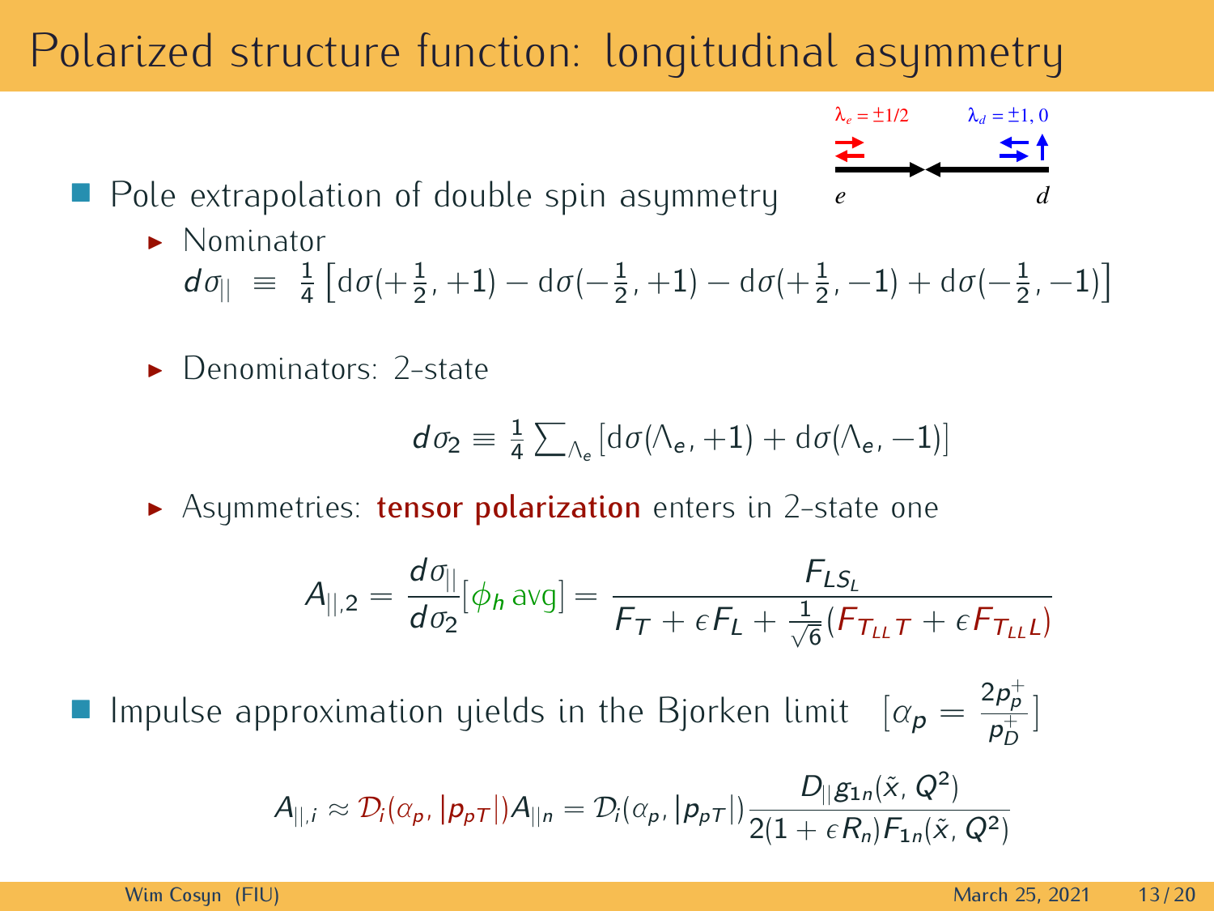# Polarized structure function: longitudinal asymmetry

$\lambda_e = \pm 1/2$ $\lambda_d = \pm 1, 0$

$e$ $d$

- Pole extrapolation of double spin asymmetry
  - Nominator

    $$d\sigma_{||} \equiv \frac{1}{4}\left[\mathrm{d}\sigma(+\tfrac{1}{2},+1) - \mathrm{d}\sigma(-\tfrac{1}{2},+1) - \mathrm{d}\sigma(+\tfrac{1}{2},-1) + \mathrm{d}\sigma(-\tfrac{1}{2},-1)\right]$$

  - Denominators: 2-state

    $$d\sigma_2 \equiv \frac{1}{4}\sum_{\Lambda_e}\left[\mathrm{d}\sigma(\Lambda_e,+1) + \mathrm{d}\sigma(\Lambda_e,-1)\right]$$

  - Asymmetries: **tensor polarization** enters in 2-state one

    $$A_{||,2} = \frac{d\sigma_{||}}{d\sigma_2}[\phi_h \,\mathrm{avg}] = \frac{F_{LS_L}}{F_T + \epsilon F_L + \frac{1}{\sqrt{6}}(F_{T_{LL}T} + \epsilon F_{T_{LL}L})}$$

- Impulse approximation yields in the Bjorken limit $\left[\alpha_p = \frac{2p_p^+}{p_D^+}\right]$

$$A_{||,i} \approx \mathcal{D}_i(\alpha_p, |p_{pT}|)A_{||n} = \mathcal{D}_i(\alpha_p, |p_{pT}|)\frac{D_{||}g_{1n}(\tilde{x},Q^2)}{2(1+\epsilon R_n)F_{1n}(\tilde{x},Q^2)}$$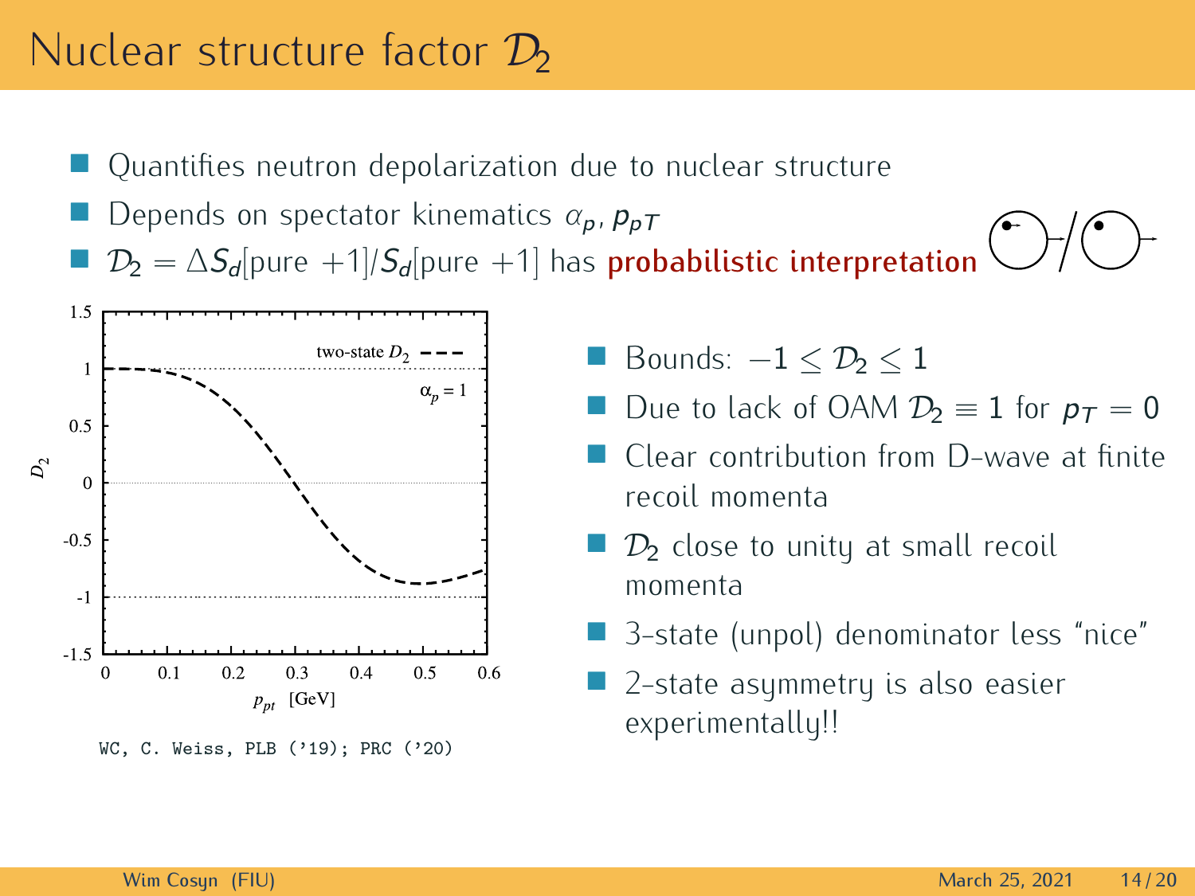# Nuclear structure factor $\mathcal{D}_2$

- Quantifies neutron depolarization due to nuclear structure
- Depends on spectator kinematics $\alpha_p, p_{pT}$
- $\mathcal{D}_2 = \Delta S_d[\text{pure } +1]/S_d[\text{pure } +1]$ has **probabilistic interpretation**

WC, C. Weiss, PLB ('19); PRC ('20)

- Bounds: $-1 \leq \mathcal{D}_2 \leq 1$
- Due to lack of OAM $\mathcal{D}_2 \equiv 1$ for $p_T = 0$
- Clear contribution from D-wave at finite recoil momenta
- $\mathcal{D}_2$ close to unity at small recoil momenta
- 3-state (unpol) denominator less "nice"
- 2-state asymmetry is also easier experimentally!!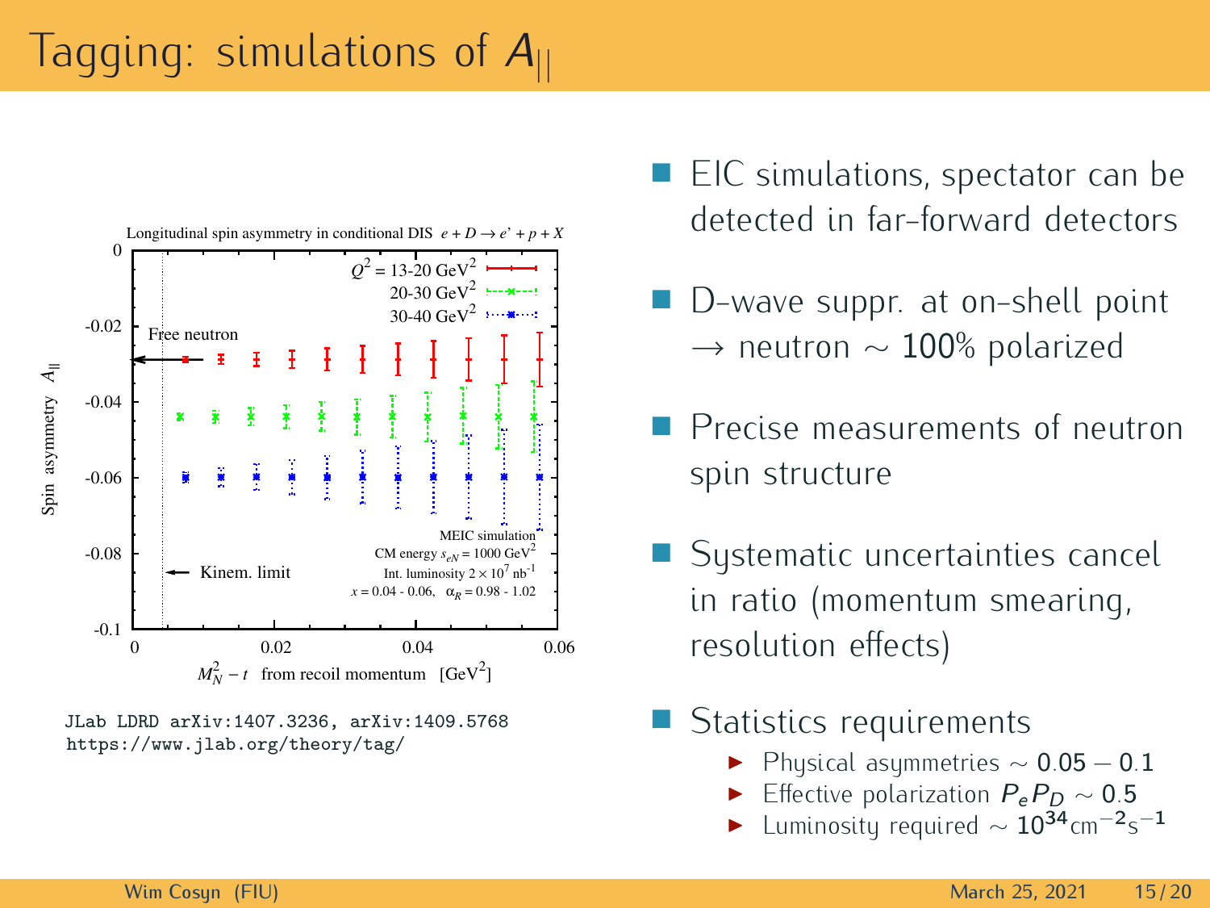# Tagging: simulations of $A_{||}$

JLab LDRD arXiv:1407.3236, arXiv:1409.5768
https://www.jlab.org/theory/tag/

- EIC simulations, spectator can be detected in far-forward detectors
- D-wave suppr. at on-shell point $\rightarrow$ neutron $\sim 100\%$ polarized
- Precise measurements of neutron spin structure
- Systematic uncertainties cancel in ratio (momentum smearing, resolution effects)
- Statistics requirements
  - Physical asymmetries $\sim 0.05 - 0.1$
  - Effective polarization $P_e P_D \sim 0.5$
  - Luminosity required $\sim 10^{34}\text{cm}^{-2}\text{s}^{-1}$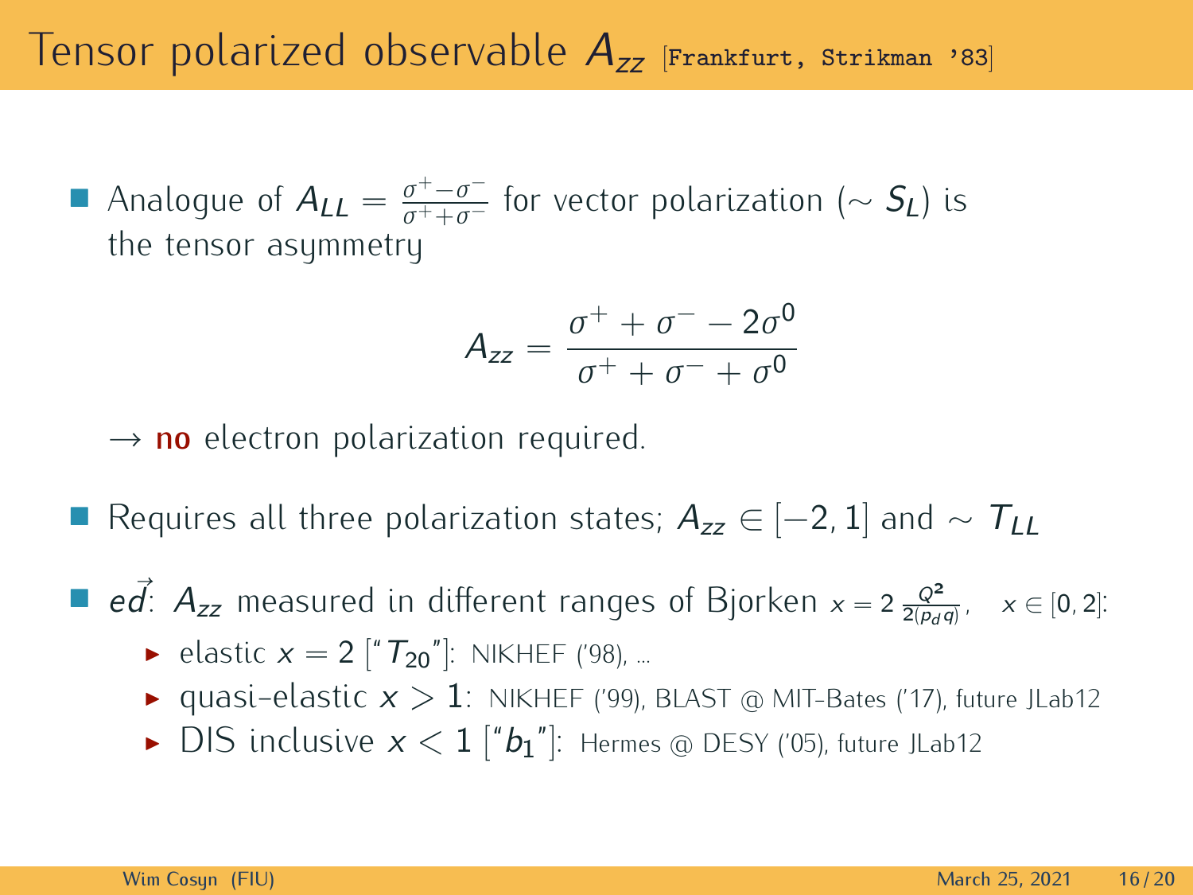# Tensor polarized observable $A_{zz}$ [Frankfurt, Strikman '83]

- Analogue of $A_{LL} = \frac{\sigma^+ - \sigma^-}{\sigma^+ + \sigma^-}$ for vector polarization ($\sim S_L$) is the tensor asymmetry

$$A_{zz} = \frac{\sigma^+ + \sigma^- - 2\sigma^0}{\sigma^+ + \sigma^- + \sigma^0}$$

  $\rightarrow$ **no** electron polarization required.

- Requires all three polarization states; $A_{zz} \in [-2, 1]$ and $\sim T_{LL}$

- $e\vec{d}$: $A_{zz}$ measured in different ranges of Bjorken $x = 2\,\frac{Q^2}{2(p_d q)}$, $\quad x \in [0, 2]$:
  - elastic $x = 2$ ["$T_{20}$"]: NIKHEF ('98), ...
  - quasi-elastic $x > 1$: NIKHEF ('99), BLAST @ MIT-Bates ('17), future JLab12
  - DIS inclusive $x < 1$ ["$b_1$"]: Hermes @ DESY ('05), future JLab12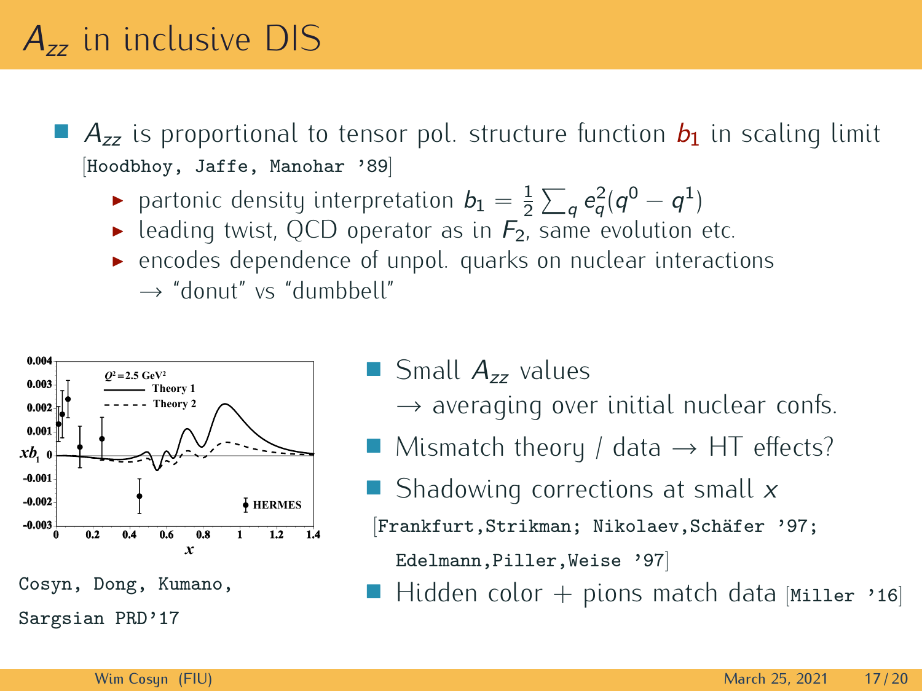# $A_{zz}$ in inclusive DIS

- $A_{zz}$ is proportional to tensor pol. structure function $b_1$ in scaling limit [Hoodbhoy, Jaffe, Manohar '89]
  - partonic density interpretation $b_1 = \frac{1}{2}\sum_q e_q^2(q^0 - q^1)$
  - leading twist, QCD operator as in $F_2$, same evolution etc.
  - encodes dependence of unpol. quarks on nuclear interactions → "donut" vs "dumbbell"

Cosyn, Dong, Kumano, Sargsian PRD'17

- Small $A_{zz}$ values → averaging over initial nuclear confs.
- Mismatch theory / data → HT effects?
- Shadowing corrections at small $x$ [Frankfurt,Strikman; Nikolaev,Schäfer '97; Edelmann,Piller,Weise '97]
- Hidden color + pions match data [Miller '16]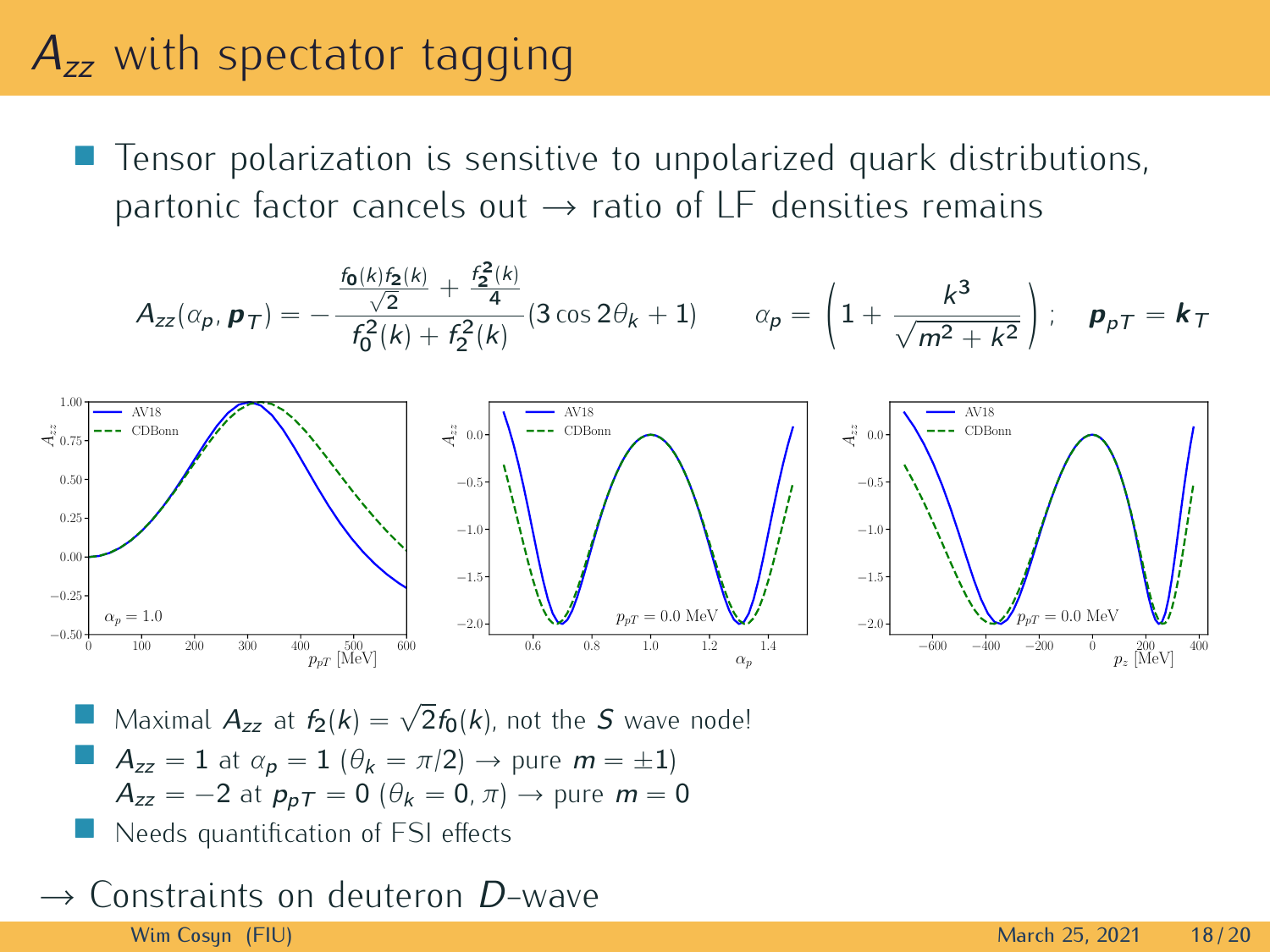# $A_{zz}$ with spectator tagging

- Tensor polarization is sensitive to unpolarized quark distributions, partonic factor cancels out → ratio of LF densities remains

$$A_{zz}(\alpha_p, \boldsymbol{p}_T) = -\frac{\frac{f_0(k)f_2(k)}{\sqrt{2}} + \frac{f_2^2(k)}{4}}{f_0^2(k) + f_2^2(k)}(3\cos 2\theta_k + 1) \qquad \alpha_p = \left(1 + \frac{k^3}{\sqrt{m^2+k^2}}\right); \quad \boldsymbol{p}_{pT} = \boldsymbol{k}_T$$

- Maximal $A_{zz}$ at $f_2(k) = \sqrt{2} f_0(k)$, not the $S$ wave node!
- $A_{zz} = 1$ at $\alpha_p = 1$ ($\theta_k = \pi/2$) → pure $m = \pm 1$)
  $A_{zz} = -2$ at $p_{pT} = 0$ ($\theta_k = 0, \pi$) → pure $m = 0$
- Needs quantification of FSI effects

→ Constraints on deuteron $D$-wave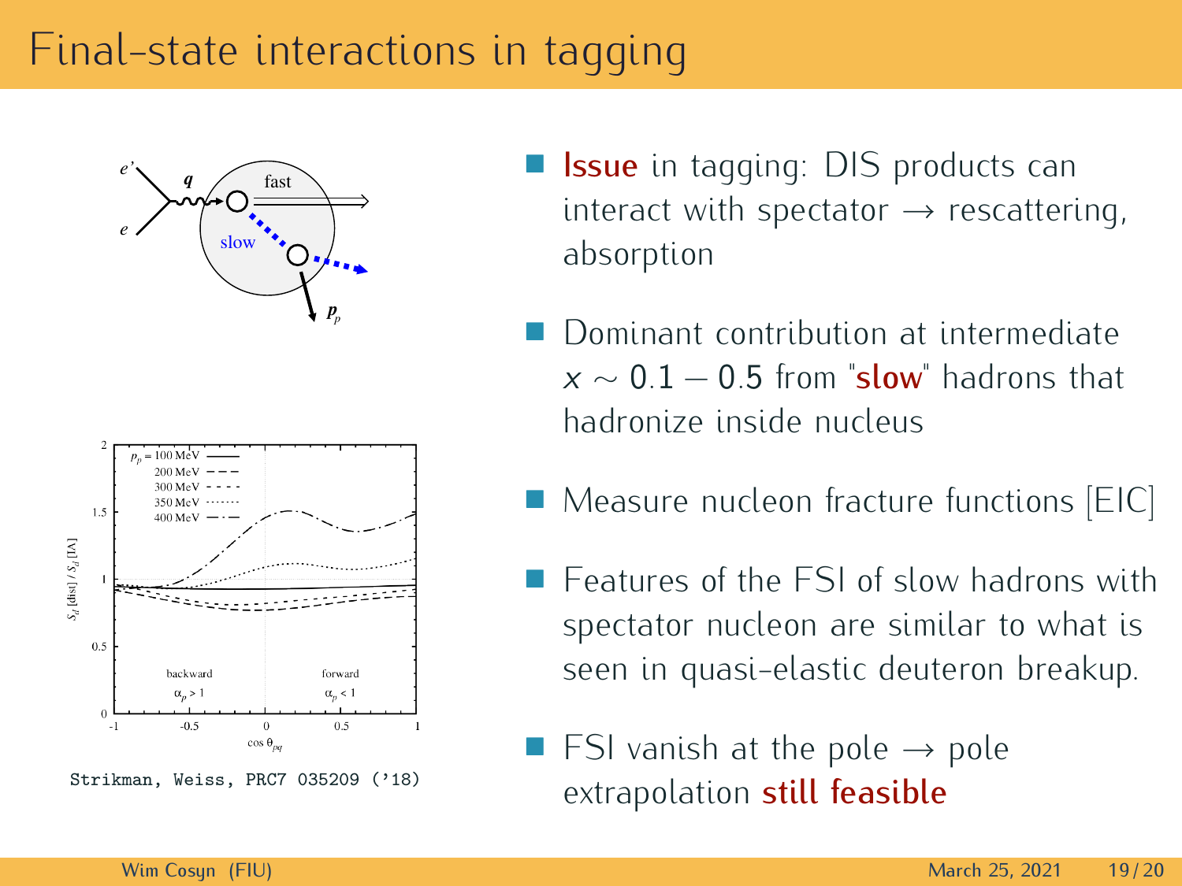# Final-state interactions in tagging

Strikman, Weiss, PRC7 035209 ('18)

- **Issue** in tagging: DIS products can interact with spectator → rescattering, absorption
- Dominant contribution at intermediate $x \sim 0.1 - 0.5$ from "**slow**" hadrons that hadronize inside nucleus
- Measure nucleon fracture functions [EIC]
- Features of the FSI of slow hadrons with spectator nucleon are similar to what is seen in quasi-elastic deuteron breakup.
- FSI vanish at the pole → pole extrapolation **still feasible**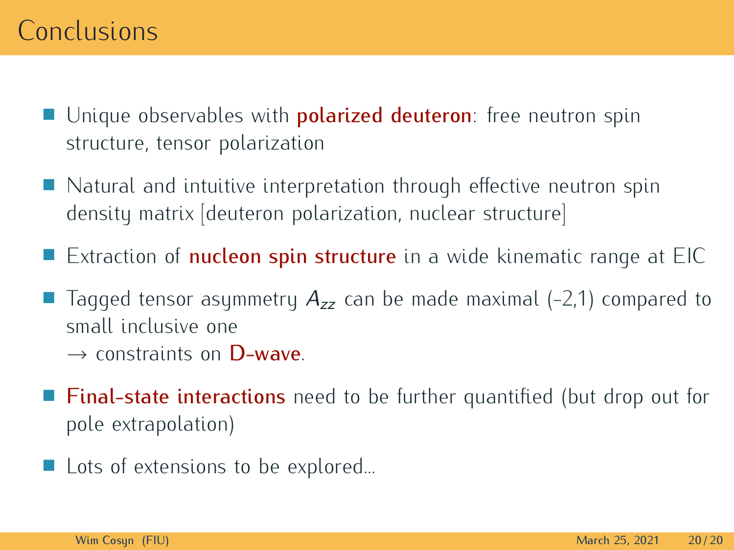# Conclusions

- Unique observables with **polarized deuteron**: free neutron spin structure, tensor polarization
- Natural and intuitive interpretation through effective neutron spin density matrix [deuteron polarization, nuclear structure]
- Extraction of **nucleon spin structure** in a wide kinematic range at EIC
- Tagged tensor asymmetry $A_{zz}$ can be made maximal (-2,1) compared to small inclusive one
  $\rightarrow$ constraints on **D-wave**.
- **Final-state interactions** need to be further quantified (but drop out for pole extrapolation)
- Lots of extensions to be explored...